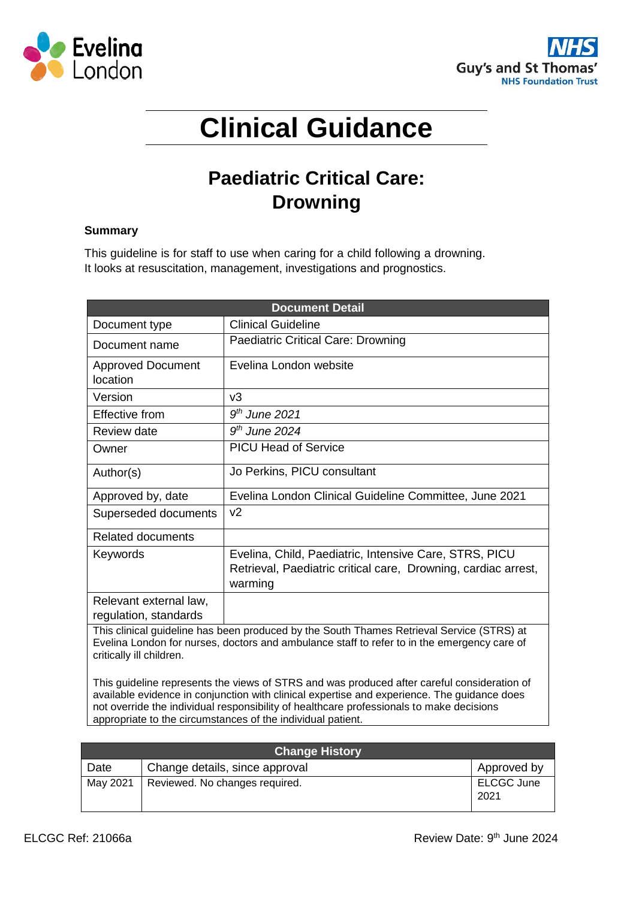# Clinical Guidance

## Paediatric Critical Care: Drowning

**Summary**

This guideline is for staff to use when caring for a child following a drowning. It looks at resuscitation, management, investigations and prognostics.

| Document Detail | |
|---|---|
| Document type | Clinical Guideline |
| Document name | Paediatric Critical Care: Drowning |
| Approved Document location | Evelina London website |
| Version | v3 |
| Effective from | *9th June 2021* |
| Review date | *9th June 2024* |
| Owner | PICU Head of Service |
| Author(s) | Jo Perkins, PICU consultant |
| Approved by, date | Evelina London Clinical Guideline Committee, June 2021 |
| Superseded documents | v2 |
| Related documents | |
| Keywords | Evelina, Child, Paediatric, Intensive Care, STRS, PICU Retrieval, Paediatric critical care, Drowning, cardiac arrest, warming |
| Relevant external law, regulation, standards | |

This clinical guideline has been produced by the South Thames Retrieval Service (STRS) at Evelina London for nurses, doctors and ambulance staff to refer to in the emergency care of critically ill children.

This guideline represents the views of STRS and was produced after careful consideration of available evidence in conjunction with clinical expertise and experience. The guidance does not override the individual responsibility of healthcare professionals to make decisions appropriate to the circumstances of the individual patient.

| Change History | | |
|---|---|---|
| Date | Change details, since approval | Approved by |
| May 2021 | Reviewed. No changes required. | ELCGC June 2021 |

ELCGC Ref: 21066a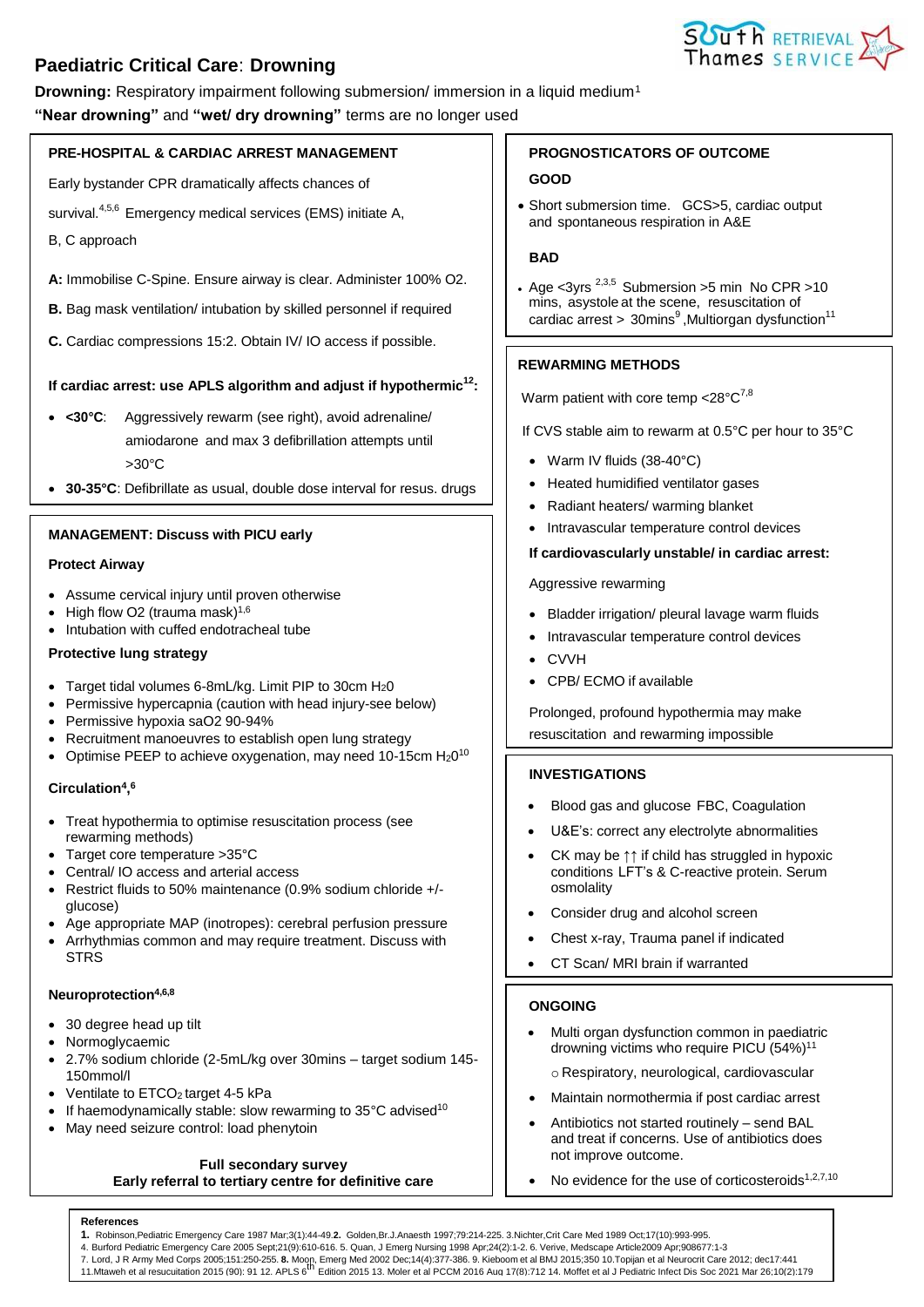# Paediatric Critical Care: Drowning

**Drowning:** Respiratory impairment following submersion/ immersion in a liquid medium[1]

**"Near drowning"** and **"wet/ dry drowning"** terms are no longer used

## PRE-HOSPITAL & CARDIAC ARREST MANAGEMENT

Early bystander CPR dramatically affects chances of survival.[4,5,6] Emergency medical services (EMS) initiate A, B, C approach

**A:** Immobilise C-Spine. Ensure airway is clear. Administer 100% O2.

**B.** Bag mask ventilation/ intubation by skilled personnel if required

**C.** Cardiac compressions 15:2. Obtain IV/ IO access if possible.

**If cardiac arrest: use APLS algorithm and adjust if hypothermic[12]:**

- **<30°C**: Aggressively rewarm (see right), avoid adrenaline/ amiodarone and max 3 defibrillation attempts until >30°C
- **30-35°C**: Defibrillate as usual, double dose interval for resus. drugs

## MANAGEMENT: Discuss with PICU early

### Protect Airway

- Assume cervical injury until proven otherwise
- High flow O2 (trauma mask)[1,6]
- Intubation with cuffed endotracheal tube

### Protective lung strategy

- Target tidal volumes 6-8mL/kg. Limit PIP to 30cm $H_2O$
- Permissive hypercapnia (caution with head injury-see below)
- Permissive hypoxia saO2 90-94%
- Recruitment manoeuvres to establish open lung strategy
- Optimise PEEP to achieve oxygenation, may need 10-15cm $H_2O$[10]

### Circulation[4,6]

- Treat hypothermia to optimise resuscitation process (see rewarming methods)
- Target core temperature >35°C
- Central/ IO access and arterial access
- Restrict fluids to 50% maintenance (0.9% sodium chloride +/- glucose)
- Age appropriate MAP (inotropes): cerebral perfusion pressure
- Arrhythmias common and may require treatment. Discuss with STRS

### Neuroprotection[4,6,8]

- 30 degree head up tilt
- Normoglycaemic
- 2.7% sodium chloride (2-5mL/kg over 30mins – target sodium 145-150mmol/l
- Ventilate to $ETCO_2$ target 4-5 kPa
- If haemodynamically stable: slow rewarming to 35°C advised[10]
- May need seizure control: load phenytoin

**Full secondary survey**
**Early referral to tertiary centre for definitive care**

## PROGNOSTICATORS OF OUTCOME

### GOOD

- Short submersion time. GCS>5, cardiac output and spontaneous respiration in A&E

### BAD

- Age <3yrs [2,3,5] Submersion >5 min No CPR >10 mins, asystole at the scene, resuscitation of cardiac arrest > 30mins[9], Multiorgan dysfunction[11]

## REWARMING METHODS

Warm patient with core temp <28°C[7,8]

If CVS stable aim to rewarm at 0.5°C per hour to 35°C

- Warm IV fluids (38-40°C)
- Heated humidified ventilator gases
- Radiant heaters/ warming blanket
- Intravascular temperature control devices

**If cardiovascularly unstable/ in cardiac arrest:**

Aggressive rewarming

- Bladder irrigation/ pleural lavage warm fluids
- Intravascular temperature control devices
- CVVH
- CPB/ ECMO if available

Prolonged, profound hypothermia may make resuscitation and rewarming impossible

## INVESTIGATIONS

- Blood gas and glucose FBC, Coagulation
- U&E's: correct any electrolyte abnormalities
- CK may be ↑↑ if child has struggled in hypoxic conditions LFT's & C-reactive protein. Serum osmolality
- Consider drug and alcohol screen
- Chest x-ray, Trauma panel if indicated
- CT Scan/ MRI brain if warranted

## ONGOING

- Multi organ dysfunction common in paediatric drowning victims who require PICU (54%)[11]
  - Respiratory, neurological, cardiovascular
- Maintain normothermia if post cardiac arrest
- Antibiotics not started routinely – send BAL and treat if concerns. Use of antibiotics does not improve outcome.
- No evidence for the use of corticosteroids[1,2,7,10]

## References

**1.** Robinson,Pediatric Emergency Care 1987 Mar;3(1):44-49.**2.** Golden,Br.J.Anaesth 1997;79:214-225. 3.Nichter,Crit Care Med 1989 Oct;17(10):993-995.
4. Burford Pediatric Emergency Care 2005 Sept;21(9):610-616. 5. Quan, J Emerg Nursing 1998 Apr;24(2):1-2. 6. Verive, Medscape Article2009 Apr;908677:1-3
7. Lord, J R Army Med Corps 2005;151:250-255. **8.** Moon, Emerg Med 2002 Dec;14(4):377-386. 9. Kieboom et al BMJ 2015;350 10.Topijan et al Neurocrit Care 2012; dec17:441
11.Mtaweh et al resuscitation 2015 (90): 91 12. APLS 6th Edition 2015 13. Moler et al PCCM 2016 Aug 17(8):712 14. Moffet et al J Pediatric Infect Dis Soc 2021 Mar 26;10(2):179